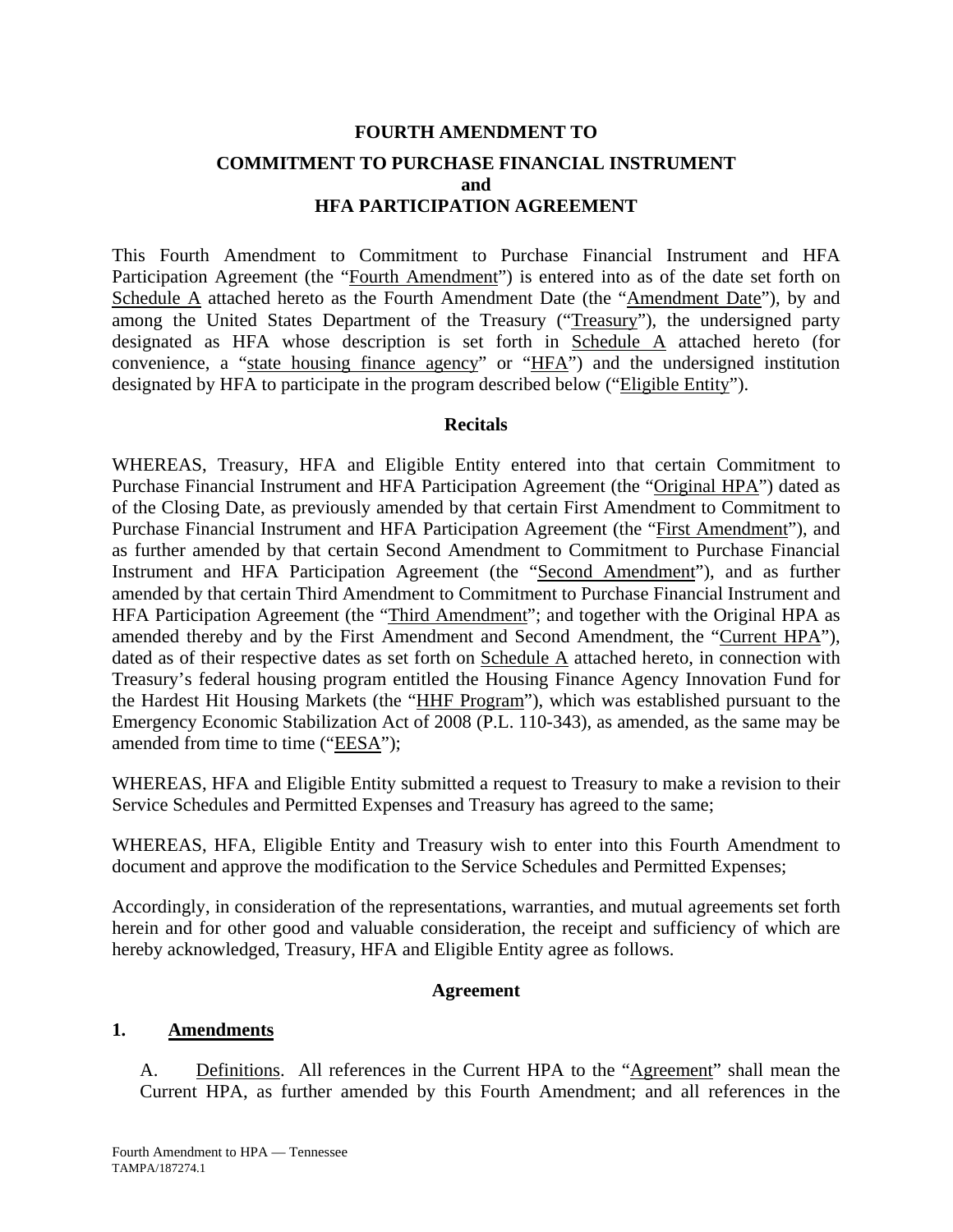# FOURTH AMENDMENT TO

## COMMITMENT TO PURCHASE FINANCIAL INSTRUMENT
## and
## HFA PARTICIPATION AGREEMENT

This Fourth Amendment to Commitment to Purchase Financial Instrument and HFA Participation Agreement (the "Fourth Amendment") is entered into as of the date set forth on Schedule A attached hereto as the Fourth Amendment Date (the "Amendment Date"), by and among the United States Department of the Treasury ("Treasury"), the undersigned party designated as HFA whose description is set forth in Schedule A attached hereto (for convenience, a "state housing finance agency" or "HFA") and the undersigned institution designated by HFA to participate in the program described below ("Eligible Entity").

### Recitals

WHEREAS, Treasury, HFA and Eligible Entity entered into that certain Commitment to Purchase Financial Instrument and HFA Participation Agreement (the "Original HPA") dated as of the Closing Date, as previously amended by that certain First Amendment to Commitment to Purchase Financial Instrument and HFA Participation Agreement (the "First Amendment"), and as further amended by that certain Second Amendment to Commitment to Purchase Financial Instrument and HFA Participation Agreement (the "Second Amendment"), and as further amended by that certain Third Amendment to Commitment to Purchase Financial Instrument and HFA Participation Agreement (the "Third Amendment"; and together with the Original HPA as amended thereby and by the First Amendment and Second Amendment, the "Current HPA"), dated as of their respective dates as set forth on Schedule A attached hereto, in connection with Treasury's federal housing program entitled the Housing Finance Agency Innovation Fund for the Hardest Hit Housing Markets (the "HHF Program"), which was established pursuant to the Emergency Economic Stabilization Act of 2008 (P.L. 110-343), as amended, as the same may be amended from time to time ("EESA");

WHEREAS, HFA and Eligible Entity submitted a request to Treasury to make a revision to their Service Schedules and Permitted Expenses and Treasury has agreed to the same;

WHEREAS, HFA, Eligible Entity and Treasury wish to enter into this Fourth Amendment to document and approve the modification to the Service Schedules and Permitted Expenses;

Accordingly, in consideration of the representations, warranties, and mutual agreements set forth herein and for other good and valuable consideration, the receipt and sufficiency of which are hereby acknowledged, Treasury, HFA and Eligible Entity agree as follows.

### Agreement

**1. Amendments**

A. Definitions. All references in the Current HPA to the "Agreement" shall mean the Current HPA, as further amended by this Fourth Amendment; and all references in the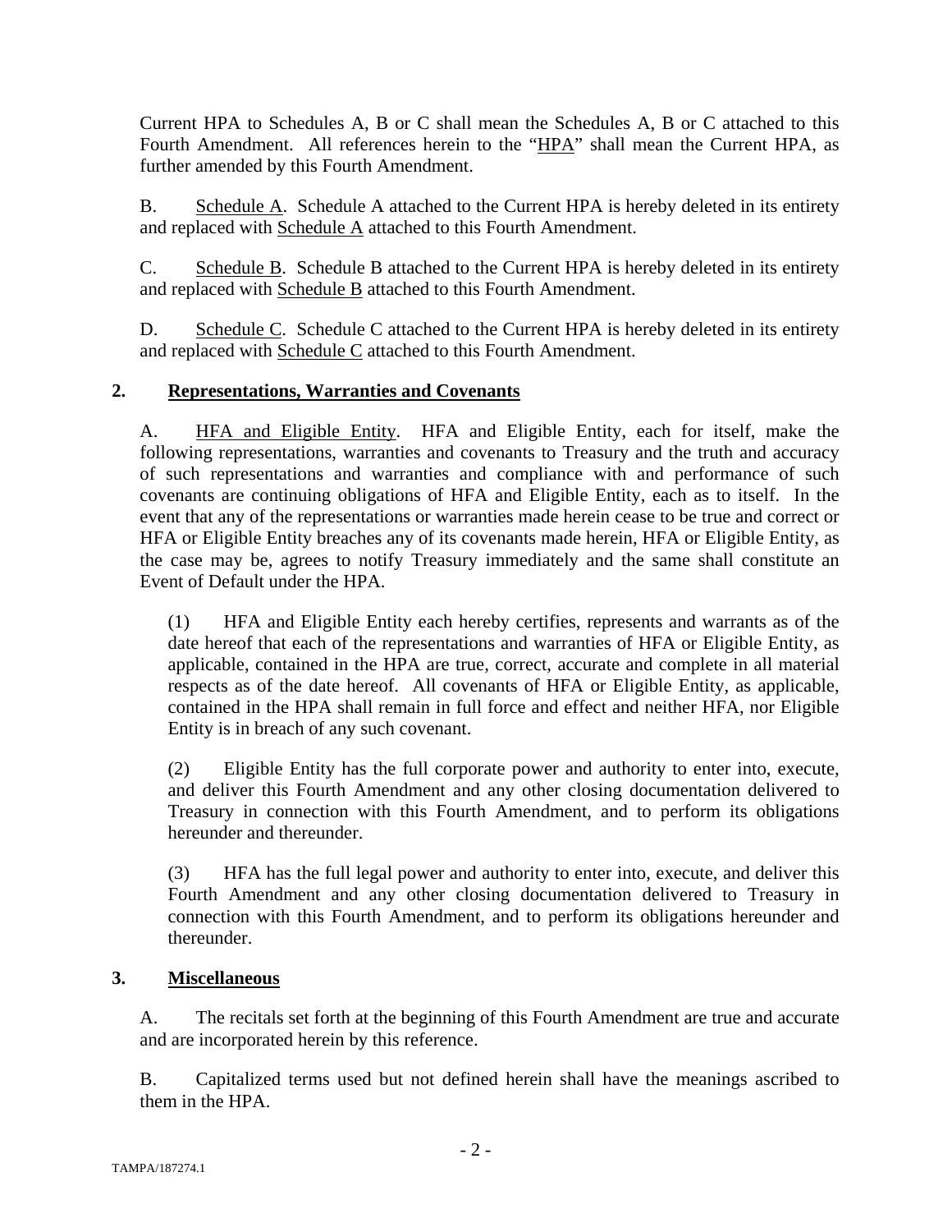Current HPA to Schedules A, B or C shall mean the Schedules A, B or C attached to this Fourth Amendment. All references herein to the "HPA" shall mean the Current HPA, as further amended by this Fourth Amendment.

B. Schedule A. Schedule A attached to the Current HPA is hereby deleted in its entirety and replaced with Schedule A attached to this Fourth Amendment.

C. Schedule B. Schedule B attached to the Current HPA is hereby deleted in its entirety and replaced with Schedule B attached to this Fourth Amendment.

D. Schedule C. Schedule C attached to the Current HPA is hereby deleted in its entirety and replaced with Schedule C attached to this Fourth Amendment.

## 2. Representations, Warranties and Covenants

A. HFA and Eligible Entity. HFA and Eligible Entity, each for itself, make the following representations, warranties and covenants to Treasury and the truth and accuracy of such representations and warranties and compliance with and performance of such covenants are continuing obligations of HFA and Eligible Entity, each as to itself. In the event that any of the representations or warranties made herein cease to be true and correct or HFA or Eligible Entity breaches any of its covenants made herein, HFA or Eligible Entity, as the case may be, agrees to notify Treasury immediately and the same shall constitute an Event of Default under the HPA.

(1) HFA and Eligible Entity each hereby certifies, represents and warrants as of the date hereof that each of the representations and warranties of HFA or Eligible Entity, as applicable, contained in the HPA are true, correct, accurate and complete in all material respects as of the date hereof. All covenants of HFA or Eligible Entity, as applicable, contained in the HPA shall remain in full force and effect and neither HFA, nor Eligible Entity is in breach of any such covenant.

(2) Eligible Entity has the full corporate power and authority to enter into, execute, and deliver this Fourth Amendment and any other closing documentation delivered to Treasury in connection with this Fourth Amendment, and to perform its obligations hereunder and thereunder.

(3) HFA has the full legal power and authority to enter into, execute, and deliver this Fourth Amendment and any other closing documentation delivered to Treasury in connection with this Fourth Amendment, and to perform its obligations hereunder and thereunder.

## 3. Miscellaneous

A. The recitals set forth at the beginning of this Fourth Amendment are true and accurate and are incorporated herein by this reference.

B. Capitalized terms used but not defined herein shall have the meanings ascribed to them in the HPA.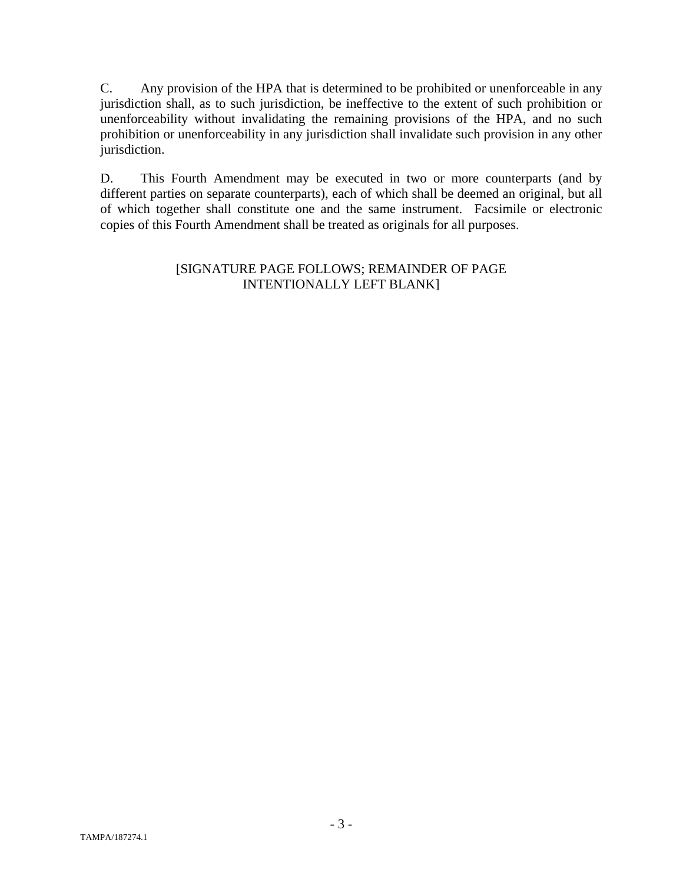C. Any provision of the HPA that is determined to be prohibited or unenforceable in any jurisdiction shall, as to such jurisdiction, be ineffective to the extent of such prohibition or unenforceability without invalidating the remaining provisions of the HPA, and no such prohibition or unenforceability in any jurisdiction shall invalidate such provision in any other jurisdiction.

D. This Fourth Amendment may be executed in two or more counterparts (and by different parties on separate counterparts), each of which shall be deemed an original, but all of which together shall constitute one and the same instrument. Facsimile or electronic copies of this Fourth Amendment shall be treated as originals for all purposes.

[SIGNATURE PAGE FOLLOWS; REMAINDER OF PAGE INTENTIONALLY LEFT BLANK]

TAMPA/187274.1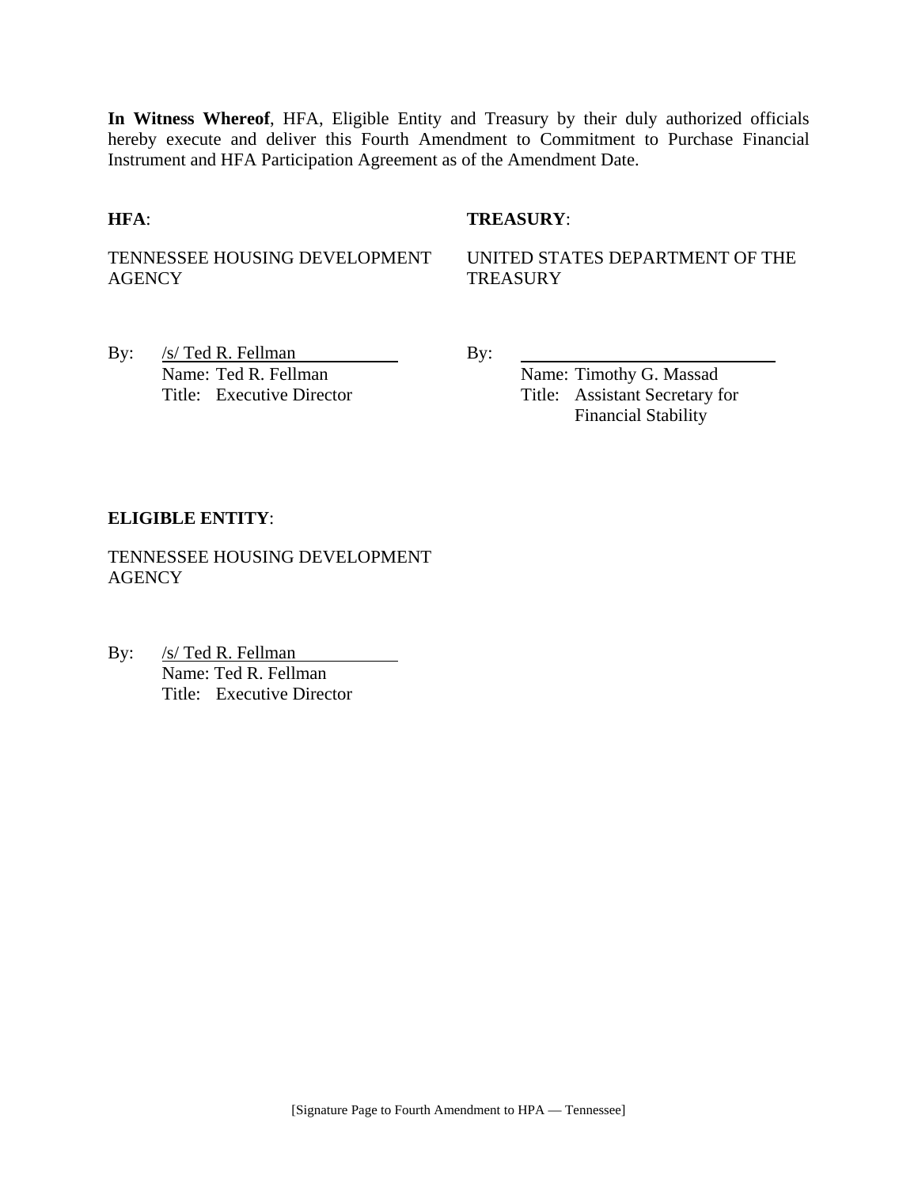**In Witness Whereof**, HFA, Eligible Entity and Treasury by their duly authorized officials hereby execute and deliver this Fourth Amendment to Commitment to Purchase Financial Instrument and HFA Participation Agreement as of the Amendment Date.

**HFA**:

TENNESSEE HOUSING DEVELOPMENT AGENCY

By: /s/ Ted R. Fellman
Name: Ted R. Fellman
Title: Executive Director

**TREASURY**:

UNITED STATES DEPARTMENT OF THE TREASURY

By: ______________________________
Name: Timothy G. Massad
Title: Assistant Secretary for Financial Stability

**ELIGIBLE ENTITY**:

TENNESSEE HOUSING DEVELOPMENT AGENCY

By: /s/ Ted R. Fellman
Name: Ted R. Fellman
Title: Executive Director

[Signature Page to Fourth Amendment to HPA — Tennessee]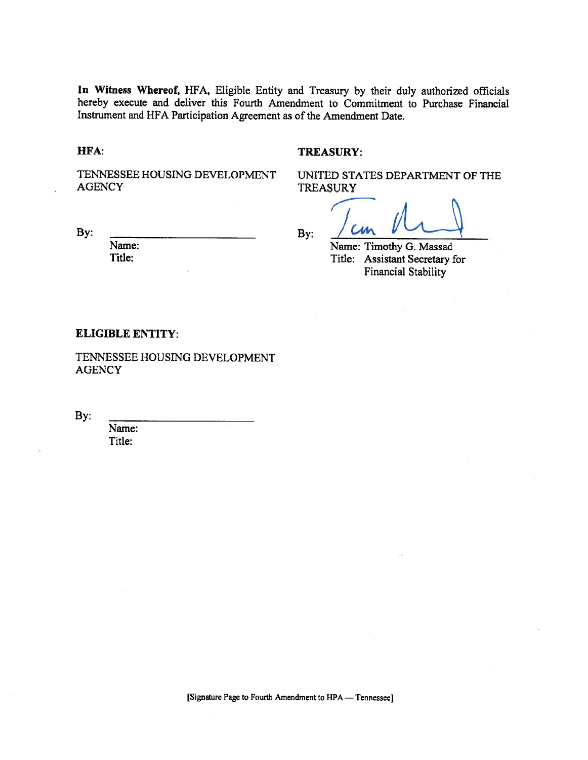**In Witness Whereof,** HFA, Eligible Entity and Treasury by their duly authorized officials hereby execute and deliver this Fourth Amendment to Commitment to Purchase Financial Instrument and HFA Participation Agreement as of the Amendment Date.

**HFA:**

TENNESSEE HOUSING DEVELOPMENT AGENCY

By: \_\_\_\_\_\_\_\_\_\_\_\_\_\_\_\_\_\_\_\_\_\_\_\_

Name:

Title:

**TREASURY:**

UNITED STATES DEPARTMENT OF THE TREASURY

By: \_\_\_\_\_\_\_\_\_\_\_\_\_\_\_\_\_\_\_\_\_\_\_\_

Name: Timothy G. Massad

Title: Assistant Secretary for Financial Stability

**ELIGIBLE ENTITY:**

TENNESSEE HOUSING DEVELOPMENT AGENCY

By: \_\_\_\_\_\_\_\_\_\_\_\_\_\_\_\_\_\_\_\_\_\_\_\_

Name:

Title:

[Signature Page to Fourth Amendment to HPA — Tennessee]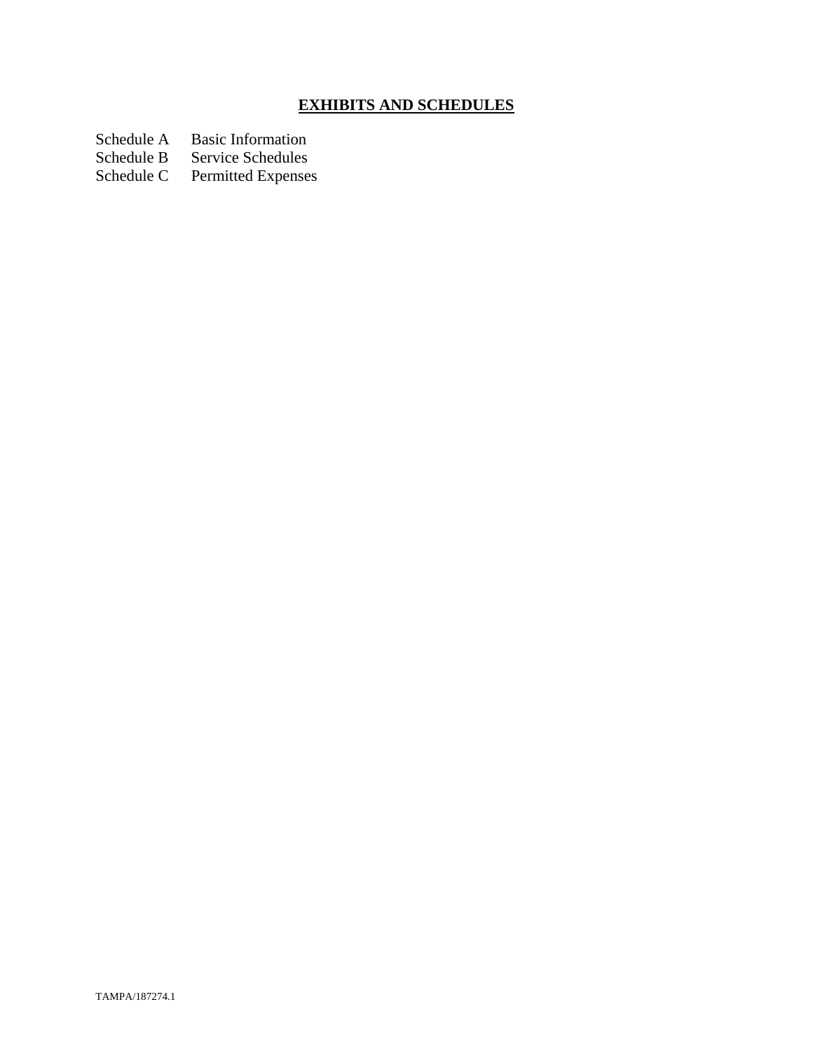# **EXHIBITS AND SCHEDULES**

| | |
|---|---|
| Schedule A | Basic Information |
| Schedule B | Service Schedules |
| Schedule C | Permitted Expenses |

TAMPA/187274.1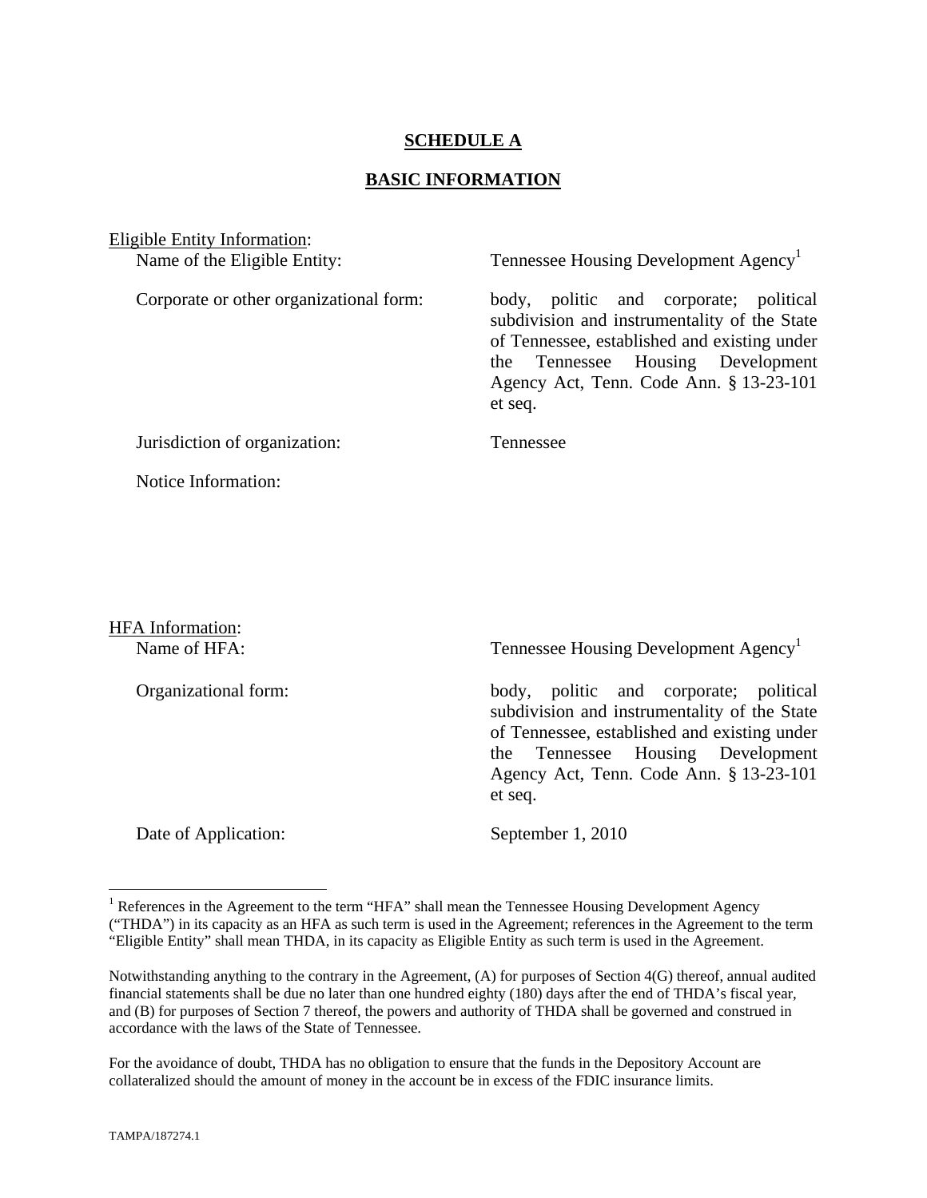# SCHEDULE A

## BASIC INFORMATION

Eligible Entity Information:

| | |
|---|---|
| Name of the Eligible Entity: | Tennessee Housing Development Agency[1] |
| Corporate or other organizational form: | body, politic and corporate; political subdivision and instrumentality of the State of Tennessee, established and existing under the Tennessee Housing Development Agency Act, Tenn. Code Ann. § 13-23-101 et seq. |
| Jurisdiction of organization: | Tennessee |
| Notice Information: | |

HFA Information:

| | |
|---|---|
| Name of HFA: | Tennessee Housing Development Agency[1] |
| Organizational form: | body, politic and corporate; political subdivision and instrumentality of the State of Tennessee, established and existing under the Tennessee Housing Development Agency Act, Tenn. Code Ann. § 13-23-101 et seq. |
| Date of Application: | September 1, 2010 |

---

[1] References in the Agreement to the term "HFA" shall mean the Tennessee Housing Development Agency ("THDA") in its capacity as an HFA as such term is used in the Agreement; references in the Agreement to the term "Eligible Entity" shall mean THDA, in its capacity as Eligible Entity as such term is used in the Agreement.

Notwithstanding anything to the contrary in the Agreement, (A) for purposes of Section 4(G) thereof, annual audited financial statements shall be due no later than one hundred eighty (180) days after the end of THDA's fiscal year, and (B) for purposes of Section 7 thereof, the powers and authority of THDA shall be governed and construed in accordance with the laws of the State of Tennessee.

For the avoidance of doubt, THDA has no obligation to ensure that the funds in the Depository Account are collateralized should the amount of money in the account be in excess of the FDIC insurance limits.

TAMPA/187274.1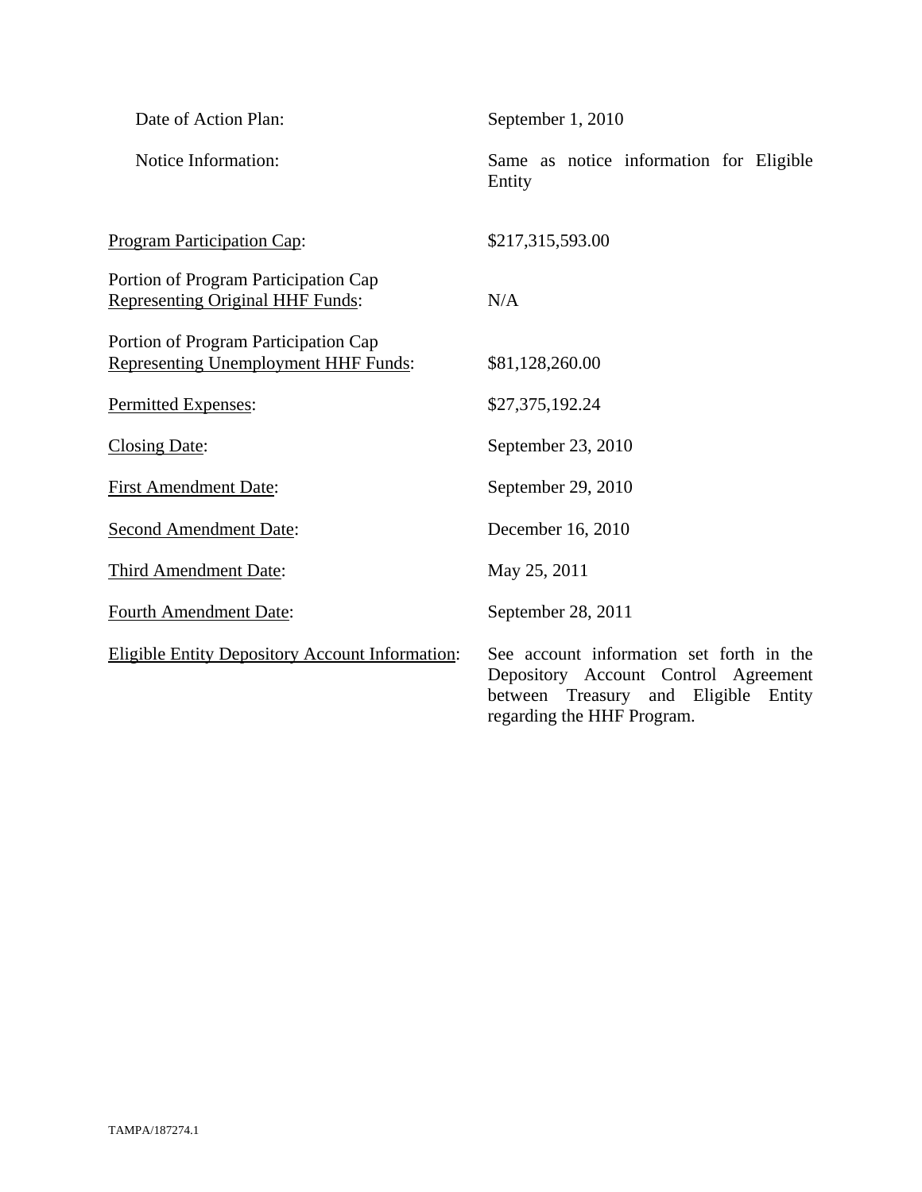Date of Action Plan: September 1, 2010

Notice Information: Same as notice information for Eligible Entity

Program Participation Cap: $217,315,593.00

Portion of Program Participation Cap Representing Original HHF Funds: N/A

Portion of Program Participation Cap Representing Unemployment HHF Funds: $81,128,260.00

Permitted Expenses: $27,375,192.24

Closing Date: September 23, 2010

First Amendment Date: September 29, 2010

Second Amendment Date: December 16, 2010

Third Amendment Date: May 25, 2011

Fourth Amendment Date: September 28, 2011

Eligible Entity Depository Account Information: See account information set forth in the Depository Account Control Agreement between Treasury and Eligible Entity regarding the HHF Program.

TAMPA/187274.1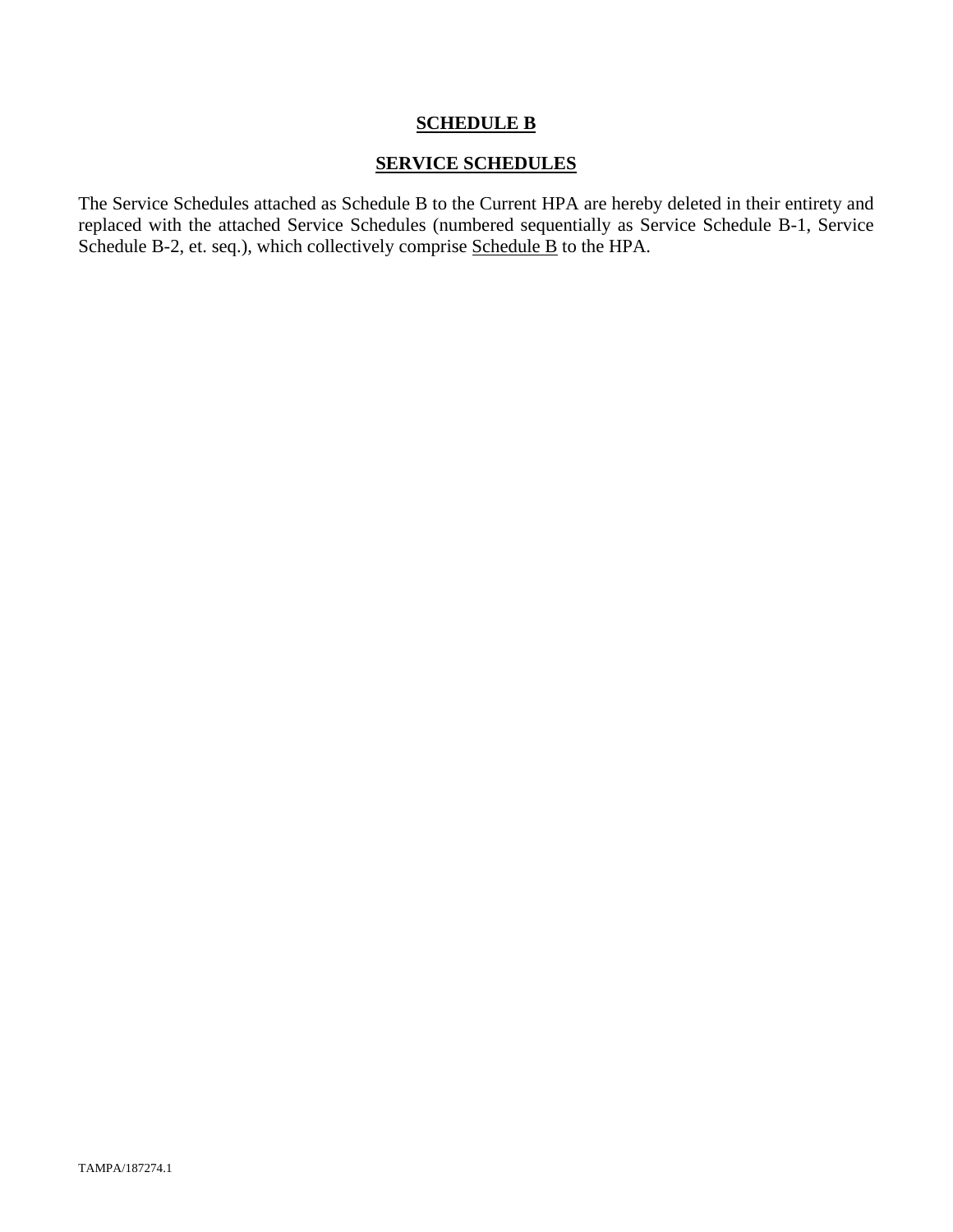**SCHEDULE B**

**SERVICE SCHEDULES**

The Service Schedules attached as Schedule B to the Current HPA are hereby deleted in their entirety and replaced with the attached Service Schedules (numbered sequentially as Service Schedule B-1, Service Schedule B-2, et. seq.), which collectively comprise Schedule B to the HPA.

TAMPA/187274.1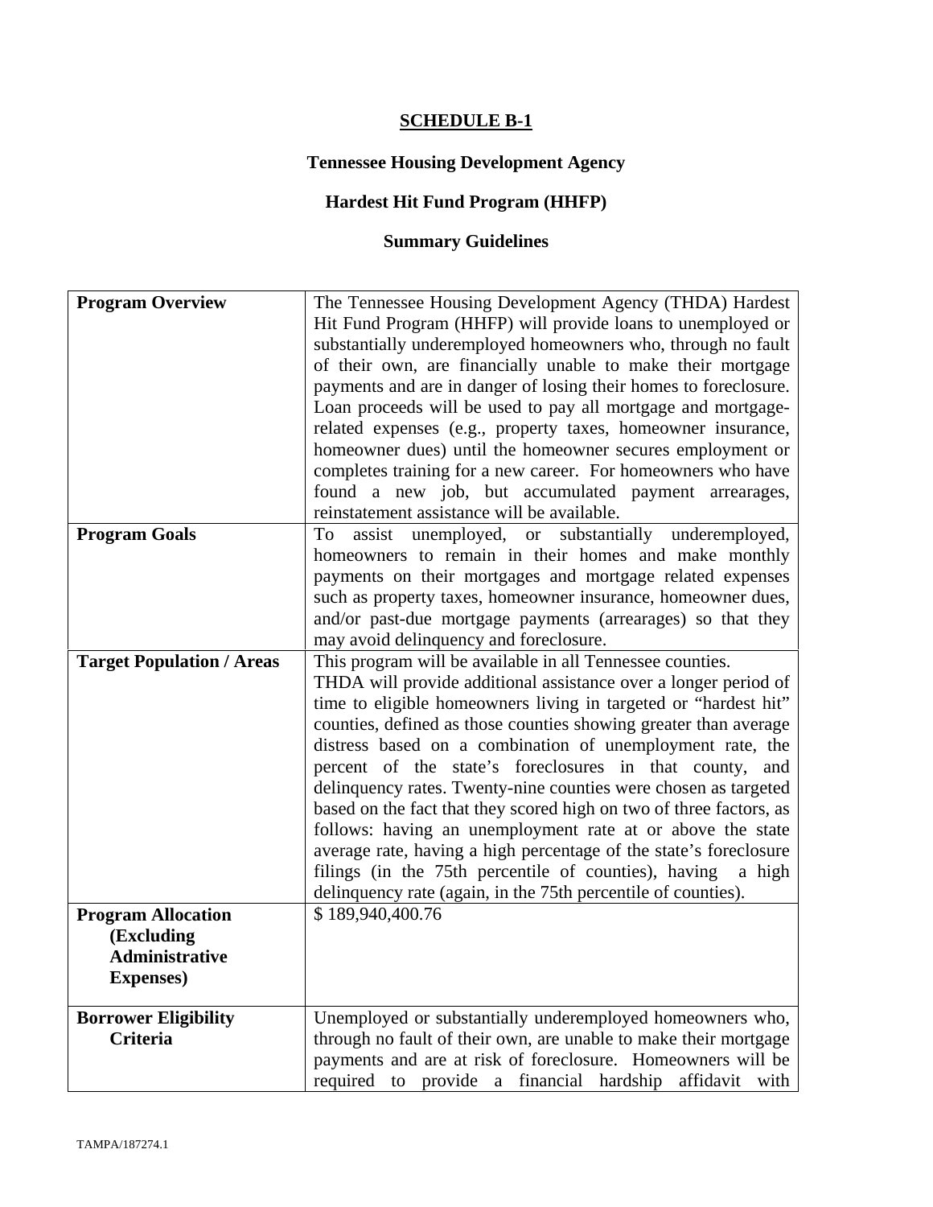**SCHEDULE B-1**

**Tennessee Housing Development Agency**

**Hardest Hit Fund Program (HHFP)**

**Summary Guidelines**

| | |
|---|---|
| **Program Overview** | The Tennessee Housing Development Agency (THDA) Hardest Hit Fund Program (HHFP) will provide loans to unemployed or substantially underemployed homeowners who, through no fault of their own, are financially unable to make their mortgage payments and are in danger of losing their homes to foreclosure. Loan proceeds will be used to pay all mortgage and mortgage-related expenses (e.g., property taxes, homeowner insurance, homeowner dues) until the homeowner secures employment or completes training for a new career. For homeowners who have found a new job, but accumulated payment arrearages, reinstatement assistance will be available. |
| **Program Goals** | To assist unemployed, or substantially underemployed, homeowners to remain in their homes and make monthly payments on their mortgages and mortgage related expenses such as property taxes, homeowner insurance, homeowner dues, and/or past-due mortgage payments (arrearages) so that they may avoid delinquency and foreclosure. |
| **Target Population / Areas** | This program will be available in all Tennessee counties. THDA will provide additional assistance over a longer period of time to eligible homeowners living in targeted or "hardest hit" counties, defined as those counties showing greater than average distress based on a combination of unemployment rate, the percent of the state's foreclosures in that county, and delinquency rates. Twenty-nine counties were chosen as targeted based on the fact that they scored high on two of three factors, as follows: having an unemployment rate at or above the state average rate, having a high percentage of the state's foreclosure filings (in the 75th percentile of counties), having a high delinquency rate (again, in the 75th percentile of counties). |
| **Program Allocation (Excluding Administrative Expenses)** | $ 189,940,400.76 |
| **Borrower Eligibility Criteria** | Unemployed or substantially underemployed homeowners who, through no fault of their own, are unable to make their mortgage payments and are at risk of foreclosure. Homeowners will be required to provide a financial hardship affidavit with |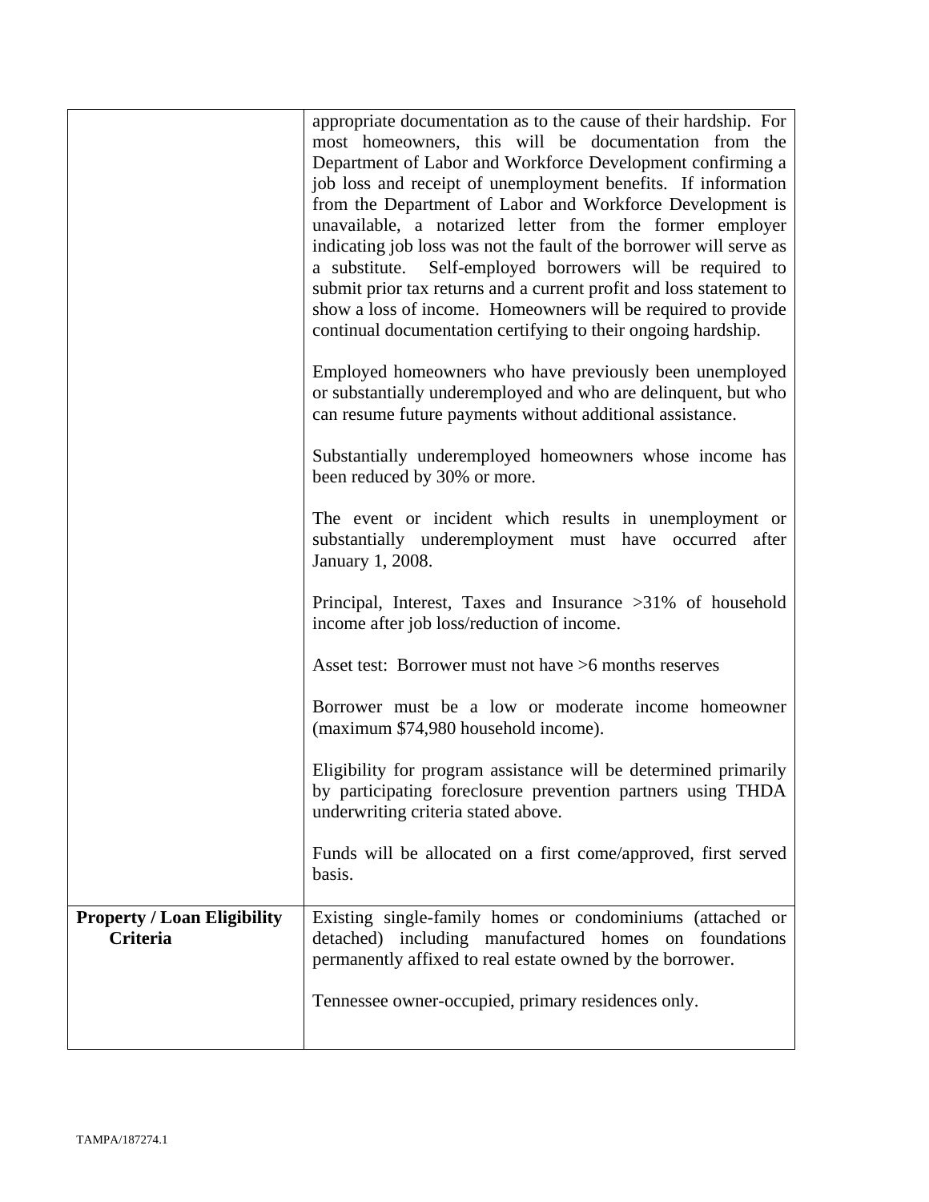| | |
|---|---|
| | appropriate documentation as to the cause of their hardship. For most homeowners, this will be documentation from the Department of Labor and Workforce Development confirming a job loss and receipt of unemployment benefits. If information from the Department of Labor and Workforce Development is unavailable, a notarized letter from the former employer indicating job loss was not the fault of the borrower will serve as a substitute. Self-employed borrowers will be required to submit prior tax returns and a current profit and loss statement to show a loss of income. Homeowners will be required to provide continual documentation certifying to their ongoing hardship.<br><br>Employed homeowners who have previously been unemployed or substantially underemployed and who are delinquent, but who can resume future payments without additional assistance.<br><br>Substantially underemployed homeowners whose income has been reduced by 30% or more.<br><br>The event or incident which results in unemployment or substantially underemployment must have occurred after January 1, 2008.<br><br>Principal, Interest, Taxes and Insurance >31% of household income after job loss/reduction of income.<br><br>Asset test: Borrower must not have >6 months reserves<br><br>Borrower must be a low or moderate income homeowner (maximum $74,980 household income).<br><br>Eligibility for program assistance will be determined primarily by participating foreclosure prevention partners using THDA underwriting criteria stated above.<br><br>Funds will be allocated on a first come/approved, first served basis. |
| **Property / Loan Eligibility Criteria** | Existing single-family homes or condominiums (attached or detached) including manufactured homes on foundations permanently affixed to real estate owned by the borrower.<br><br>Tennessee owner-occupied, primary residences only. |

TAMPA/187274.1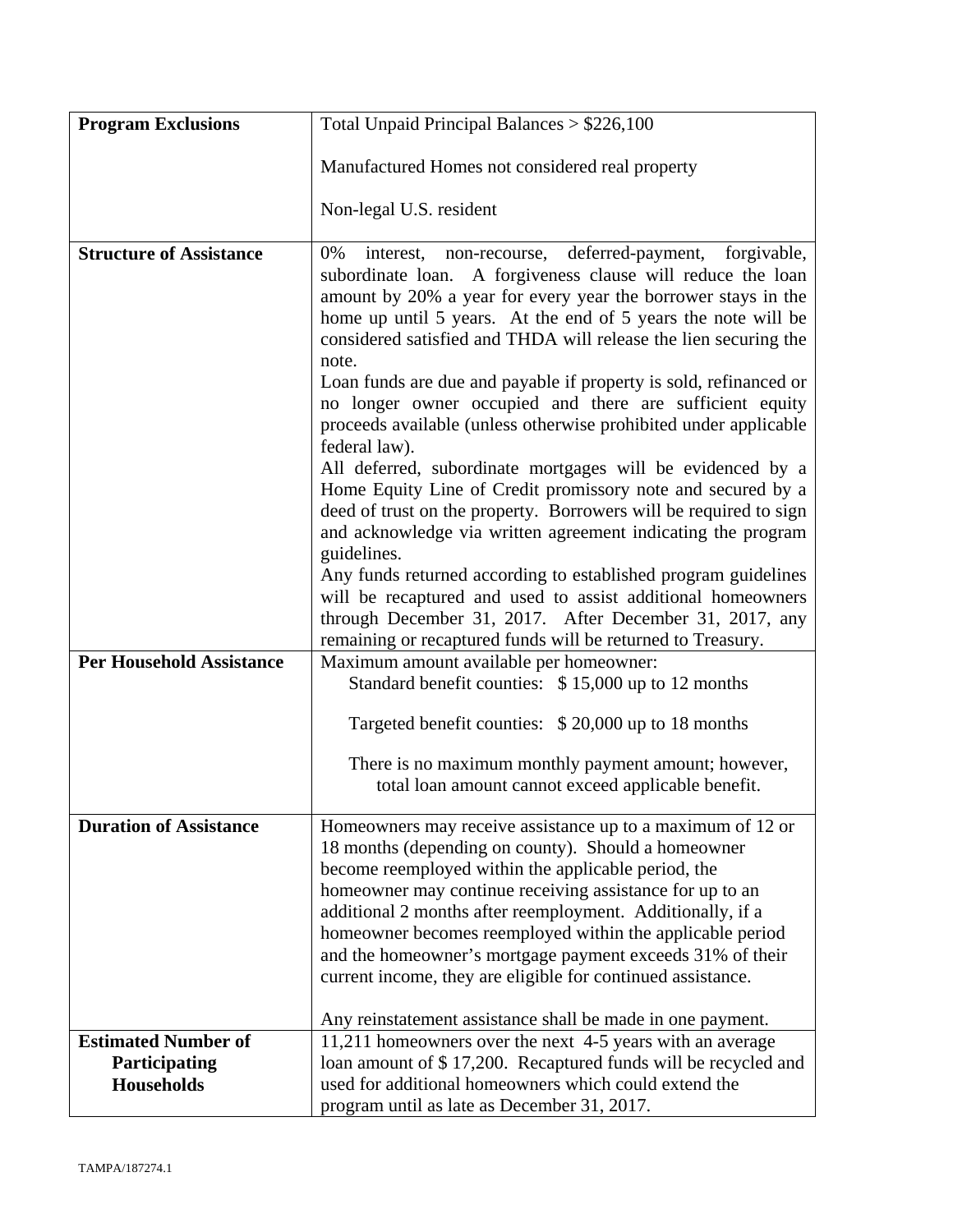| | |
|---|---|
| **Program Exclusions** | Total Unpaid Principal Balances > $226,100<br><br>Manufactured Homes not considered real property<br><br>Non-legal U.S. resident |
| **Structure of Assistance** | 0% interest, non-recourse, deferred-payment, forgivable, subordinate loan. A forgiveness clause will reduce the loan amount by 20% a year for every year the borrower stays in the home up until 5 years. At the end of 5 years the note will be considered satisfied and THDA will release the lien securing the note.<br>Loan funds are due and payable if property is sold, refinanced or no longer owner occupied and there are sufficient equity proceeds available (unless otherwise prohibited under applicable federal law).<br>All deferred, subordinate mortgages will be evidenced by a Home Equity Line of Credit promissory note and secured by a deed of trust on the property. Borrowers will be required to sign and acknowledge via written agreement indicating the program guidelines.<br>Any funds returned according to established program guidelines will be recaptured and used to assist additional homeowners through December 31, 2017. After December 31, 2017, any remaining or recaptured funds will be returned to Treasury. |
| **Per Household Assistance** | Maximum amount available per homeowner:<br>Standard benefit counties: $ 15,000 up to 12 months<br><br>Targeted benefit counties: $ 20,000 up to 18 months<br><br>There is no maximum monthly payment amount; however, total loan amount cannot exceed applicable benefit. |
| **Duration of Assistance** | Homeowners may receive assistance up to a maximum of 12 or 18 months (depending on county). Should a homeowner become reemployed within the applicable period, the homeowner may continue receiving assistance for up to an additional 2 months after reemployment. Additionally, if a homeowner becomes reemployed within the applicable period and the homeowner's mortgage payment exceeds 31% of their current income, they are eligible for continued assistance.<br><br>Any reinstatement assistance shall be made in one payment. |
| **Estimated Number of Participating Households** | 11,211 homeowners over the next 4-5 years with an average loan amount of $ 17,200. Recaptured funds will be recycled and used for additional homeowners which could extend the program until as late as December 31, 2017. |

TAMPA/187274.1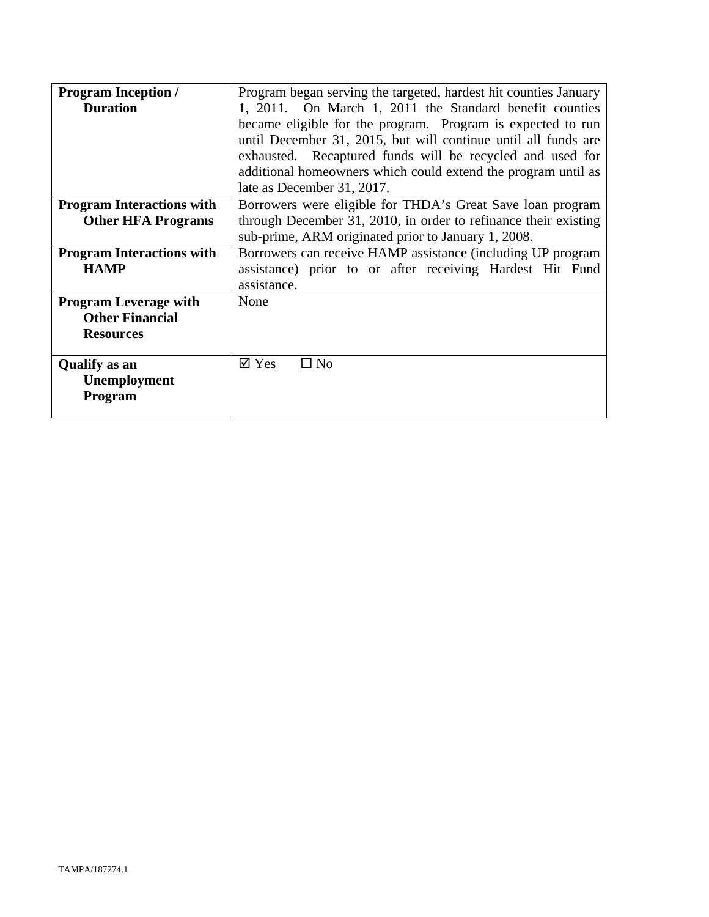| | |
|---|---|
| **Program Inception / Duration** | Program began serving the targeted, hardest hit counties January 1, 2011. On March 1, 2011 the Standard benefit counties became eligible for the program. Program is expected to run until December 31, 2015, but will continue until all funds are exhausted. Recaptured funds will be recycled and used for additional homeowners which could extend the program until as late as December 31, 2017. |
| **Program Interactions with Other HFA Programs** | Borrowers were eligible for THDA's Great Save loan program through December 31, 2010, in order to refinance their existing sub-prime, ARM originated prior to January 1, 2008. |
| **Program Interactions with HAMP** | Borrowers can receive HAMP assistance (including UP program assistance) prior to or after receiving Hardest Hit Fund assistance. |
| **Program Leverage with Other Financial Resources** | None |
| **Qualify as an Unemployment Program** | ☑ Yes ☐ No |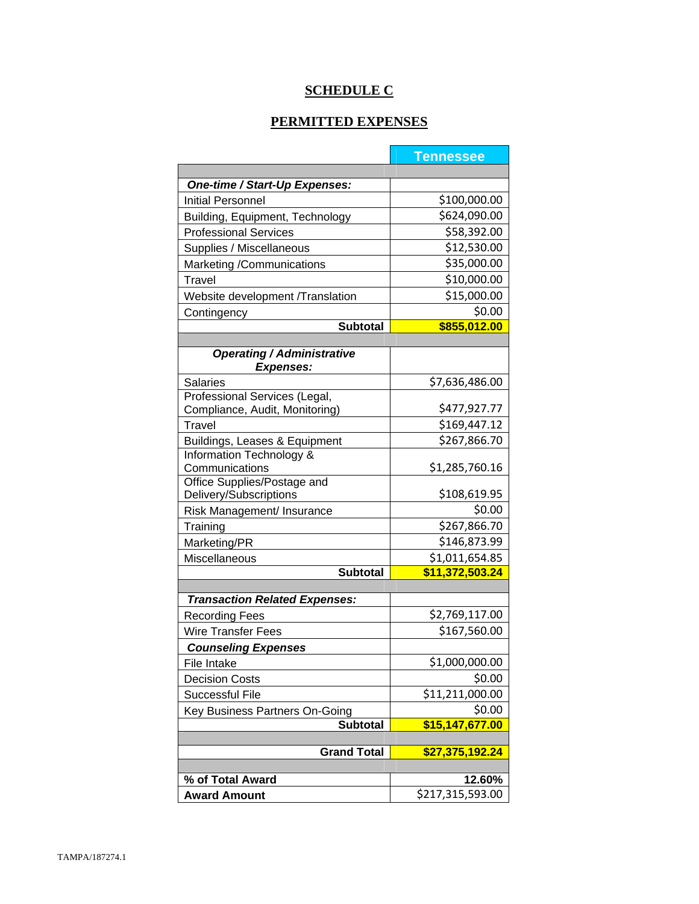# SCHEDULE C

## PERMITTED EXPENSES

| | Tennessee |
|---|---|
| ***One-time / Start-Up Expenses:*** | |
| Initial Personnel | $100,000.00 |
| Building, Equipment, Technology | $624,090.00 |
| Professional Services | $58,392.00 |
| Supplies / Miscellaneous | $12,530.00 |
| Marketing /Communications | $35,000.00 |
| Travel | $10,000.00 |
| Website development /Translation | $15,000.00 |
| Contingency | $0.00 |
| **Subtotal** | **$855,012.00** |
| ***Operating / Administrative Expenses:*** | |
| Salaries | $7,636,486.00 |
| Professional Services (Legal, Compliance, Audit, Monitoring) | $477,927.77 |
| Travel | $169,447.12 |
| Buildings, Leases & Equipment | $267,866.70 |
| Information Technology & Communications | $1,285,760.16 |
| Office Supplies/Postage and Delivery/Subscriptions | $108,619.95 |
| Risk Management/ Insurance | $0.00 |
| Training | $267,866.70 |
| Marketing/PR | $146,873.99 |
| Miscellaneous | $1,011,654.85 |
| **Subtotal** | **$11,372,503.24** |
| ***Transaction Related Expenses:*** | |
| Recording Fees | $2,769,117.00 |
| Wire Transfer Fees | $167,560.00 |
| ***Counseling Expenses*** | |
| File Intake | $1,000,000.00 |
| Decision Costs | $0.00 |
| Successful File | $11,211,000.00 |
| Key Business Partners On-Going | $0.00 |
| **Subtotal** | **$15,147,677.00** |
| **Grand Total** | **$27,375,192.24** |
| **% of Total Award** | **12.60%** |
| **Award Amount** | $217,315,593.00 |

TAMPA/187274.1